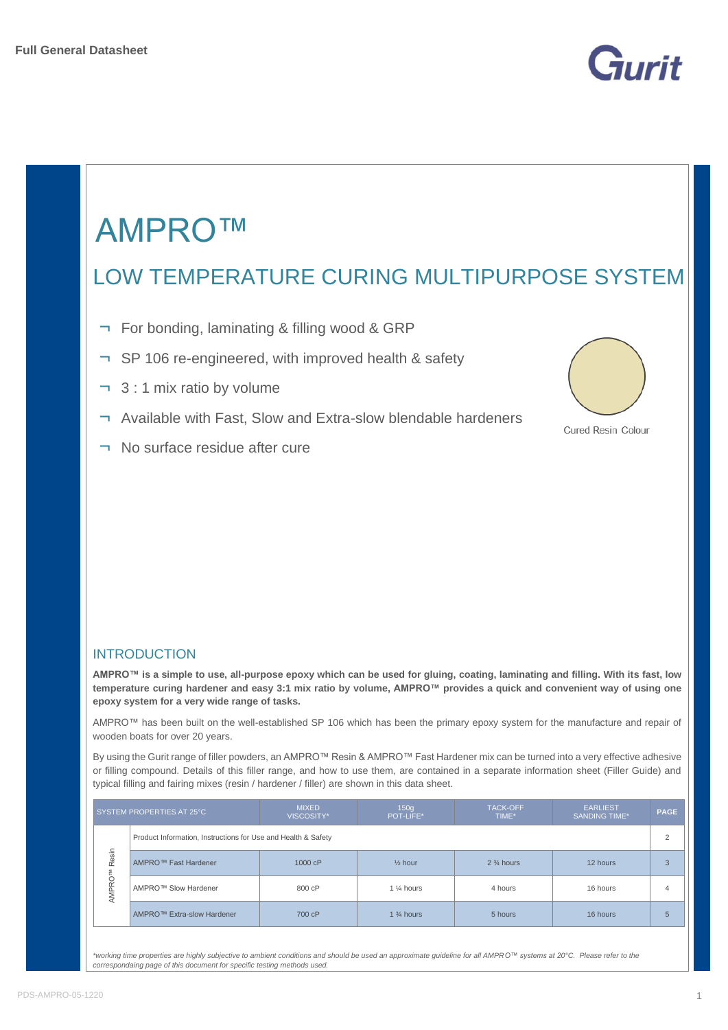Full General Datasheet

# AMPRO™

## LOW TEMPERATURE CURING MULTIPURPOSE SYSTEM

- For bonding, laminating & filling wood & GRP
- SP 106 re-engineered, with improved health & safety
- 3 : 1 mix ratio by volume
- Available with Fast, Slow and Extra-slow blendable hardeners
- No surface residue after cure

Cured Resin Colour

## INTRODUCTION

**AMPRO™ is a simple to use, all-purpose epoxy which can be used for gluing, coating, laminating and filling. With its fast, low temperature curing hardener and easy 3:1 mix ratio by volume, AMPRO™ provides a quick and convenient way of using one epoxy system for a very wide range of tasks.**

AMPRO™ has been built on the well-established SP 106 which has been the primary epoxy system for the manufacture and repair of wooden boats for over 20 years.

By using the Gurit range of filler powders, an AMPRO™ Resin & AMPRO™ Fast Hardener mix can be turned into a very effective adhesive or filling compound. Details of this filler range, and how to use them, are contained in a separate information sheet (Filler Guide) and typical filling and fairing mixes (resin / hardener / filler) are shown in this data sheet.

| SYSTEM PROPERTIES AT 25°C | | MIXED VISCOSITY* | 150g POT-LIFE* | TACK-OFF TIME* | EARLIEST SANDING TIME* | PAGE |
|---|---|---|---|---|---|---|
| AMPRO™ Resin | Product Information, Instructions for Use and Health & Safety | | | | | 2 |
| | AMPRO™ Fast Hardener | 1000 cP | ½ hour | 2 ¾ hours | 12 hours | 3 |
| | AMPRO™ Slow Hardener | 800 cP | 1 ¼ hours | 4 hours | 16 hours | 4 |
| | AMPRO™ Extra-slow Hardener | 700 cP | 1 ¾ hours | 5 hours | 16 hours | 5 |

*\*working time properties are highly subjective to ambient conditions and should be used an approximate guideline for all AMPRO™ systems at 20°C. Please refer to the correspondaing page of this document for specific testing methods used.*

PDS-AMPRO-05-1220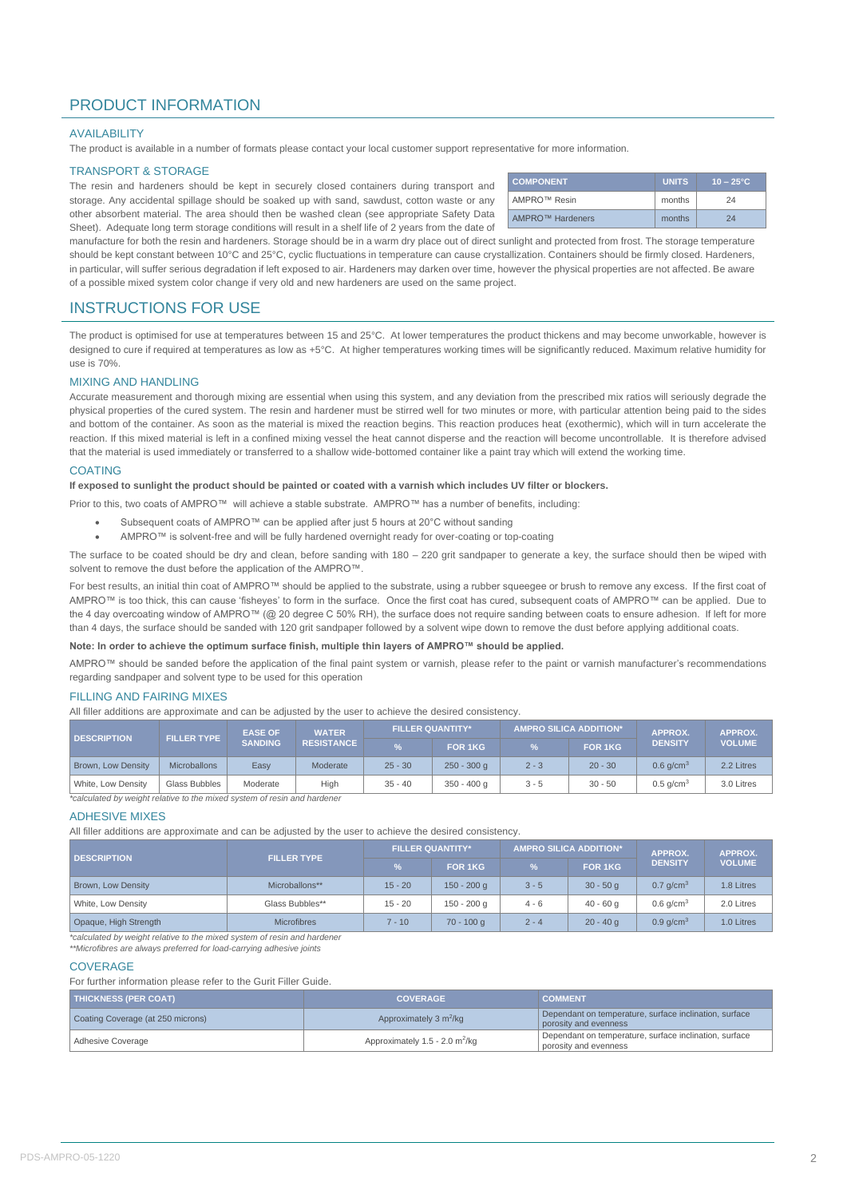# PRODUCT INFORMATION

## AVAILABILITY

The product is available in a number of formats please contact your local customer support representative for more information.

## TRANSPORT & STORAGE

The resin and hardeners should be kept in securely closed containers during transport and storage. Any accidental spillage should be soaked up with sand, sawdust, cotton waste or any other absorbent material. The area should then be washed clean (see appropriate Safety Data Sheet). Adequate long term storage conditions will result in a shelf life of 2 years from the date of manufacture for both the resin and hardeners. Storage should be in a warm dry place out of direct sunlight and protected from frost. The storage temperature should be kept constant between 10°C and 25°C, cyclic fluctuations in temperature can cause crystallization. Containers should be firmly closed. Hardeners, in particular, will suffer serious degradation if left exposed to air. Hardeners may darken over time, however the physical properties are not affected. Be aware of a possible mixed system color change if very old and new hardeners are used on the same project.

| COMPONENT | UNITS | 10 – 25°C |
|---|---|---|
| AMPRO™ Resin | months | 24 |
| AMPRO™ Hardeners | months | 24 |

# INSTRUCTIONS FOR USE

The product is optimised for use at temperatures between 15 and 25°C. At lower temperatures the product thickens and may become unworkable, however is designed to cure if required at temperatures as low as +5°C. At higher temperatures working times will be significantly reduced. Maximum relative humidity for use is 70%.

## MIXING AND HANDLING

Accurate measurement and thorough mixing are essential when using this system, and any deviation from the prescribed mix ratios will seriously degrade the physical properties of the cured system. The resin and hardener must be stirred well for two minutes or more, with particular attention being paid to the sides and bottom of the container. As soon as the material is mixed the reaction begins. This reaction produces heat (exothermic), which will in turn accelerate the reaction. If this mixed material is left in a confined mixing vessel the heat cannot disperse and the reaction will become uncontrollable. It is therefore advised that the material is used immediately or transferred to a shallow wide-bottomed container like a paint tray which will extend the working time.

## COATING

**If exposed to sunlight the product should be painted or coated with a varnish which includes UV filter or blockers.**

Prior to this, two coats of AMPRO™ will achieve a stable substrate. AMPRO™ has a number of benefits, including:

- Subsequent coats of AMPRO™ can be applied after just 5 hours at 20°C without sanding
- AMPRO™ is solvent-free and will be fully hardened overnight ready for over-coating or top-coating

The surface to be coated should be dry and clean, before sanding with 180 – 220 grit sandpaper to generate a key, the surface should then be wiped with solvent to remove the dust before the application of the AMPRO™.

For best results, an initial thin coat of AMPRO™ should be applied to the substrate, using a rubber squeegee or brush to remove any excess. If the first coat of AMPRO™ is too thick, this can cause 'fisheyes' to form in the surface. Once the first coat has cured, subsequent coats of AMPRO™ can be applied. Due to the 4 day overcoating window of AMPRO™ (@ 20 degree C 50% RH), the surface does not require sanding between coats to ensure adhesion. If left for more than 4 days, the surface should be sanded with 120 grit sandpaper followed by a solvent wipe down to remove the dust before applying additional coats.

**Note: In order to achieve the optimum surface finish, multiple thin layers of AMPRO™ should be applied.**

AMPRO™ should be sanded before the application of the final paint system or varnish, please refer to the paint or varnish manufacturer's recommendations regarding sandpaper and solvent type to be used for this operation

## FILLING AND FAIRING MIXES

All filler additions are approximate and can be adjusted by the user to achieve the desired consistency.

| DESCRIPTION | FILLER TYPE | EASE OF SANDING | WATER RESISTANCE | FILLER QUANTITY* | | AMPRO SILICA ADDITION* | | APPROX. DENSITY | APPROX. VOLUME |
|---|---|---|---|---|---|---|---|---|---|
| | | | | % | FOR 1KG | % | FOR 1KG | | |
| Brown, Low Density | Microballons | Easy | Moderate | 25 - 30 | 250 - 300 g | 2 - 3 | 20 - 30 | 0.6 g/cm$^3$ | 2.2 Litres |
| White, Low Density | Glass Bubbles | Moderate | High | 35 - 40 | 350 - 400 g | 3 - 5 | 30 - 50 | 0.5 g/cm$^3$ | 3.0 Litres |

*\*calculated by weight relative to the mixed system of resin and hardener*

## ADHESIVE MIXES

All filler additions are approximate and can be adjusted by the user to achieve the desired consistency.

| DESCRIPTION | FILLER TYPE | FILLER QUANTITY* | | AMPRO SILICA ADDITION* | | APPROX. DENSITY | APPROX. VOLUME |
|---|---|---|---|---|---|---|---|
| | | % | FOR 1KG | % | FOR 1KG | | |
| Brown, Low Density | Microballons** | 15 - 20 | 150 - 200 g | 3 - 5 | 30 - 50 g | 0.7 g/cm$^3$ | 1.8 Litres |
| White, Low Density | Glass Bubbles** | 15 - 20 | 150 - 200 g | 4 - 6 | 40 - 60 g | 0.6 g/cm$^3$ | 2.0 Litres |
| Opaque, High Strength | Microfibres | 7 - 10 | 70 - 100 g | 2 - 4 | 20 - 40 g | 0.9 g/cm$^3$ | 1.0 Litres |

*\*calculated by weight relative to the mixed system of resin and hardener*
*\*\*Microfibres are always preferred for load-carrying adhesive joints*

## COVERAGE

For further information please refer to the Gurit Filler Guide.

| THICKNESS (PER COAT) | COVERAGE | COMMENT |
|---|---|---|
| Coating Coverage (at 250 microns) | Approximately 3 m$^2$/kg | Dependant on temperature, surface inclination, surface porosity and evenness |
| Adhesive Coverage | Approximately 1.5 - 2.0 m$^2$/kg | Dependant on temperature, surface inclination, surface porosity and evenness |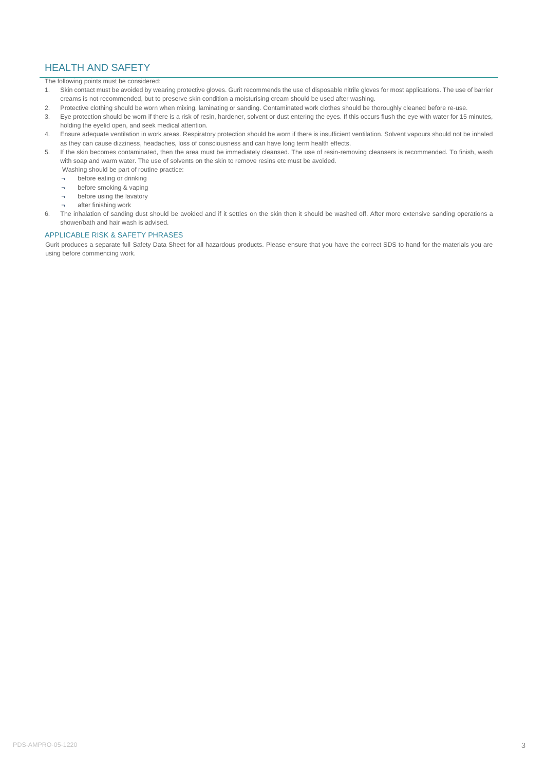## HEALTH AND SAFETY

The following points must be considered:

1. Skin contact must be avoided by wearing protective gloves. Gurit recommends the use of disposable nitrile gloves for most applications. The use of barrier creams is not recommended, but to preserve skin condition a moisturising cream should be used after washing.
2. Protective clothing should be worn when mixing, laminating or sanding. Contaminated work clothes should be thoroughly cleaned before re-use.
3. Eye protection should be worn if there is a risk of resin, hardener, solvent or dust entering the eyes. If this occurs flush the eye with water for 15 minutes, holding the eyelid open, and seek medical attention.
4. Ensure adequate ventilation in work areas. Respiratory protection should be worn if there is insufficient ventilation. Solvent vapours should not be inhaled as they can cause dizziness, headaches, loss of consciousness and can have long term health effects.
5. If the skin becomes contaminated, then the area must be immediately cleansed. The use of resin-removing cleansers is recommended. To finish, wash with soap and warm water. The use of solvents on the skin to remove resins etc must be avoided.

   Washing should be part of routine practice:
   - before eating or drinking
   - before smoking & vaping
   - before using the lavatory
   - after finishing work
6. The inhalation of sanding dust should be avoided and if it settles on the skin then it should be washed off. After more extensive sanding operations a shower/bath and hair wash is advised.

### APPLICABLE RISK & SAFETY PHRASES

Gurit produces a separate full Safety Data Sheet for all hazardous products. Please ensure that you have the correct SDS to hand for the materials you are using before commencing work.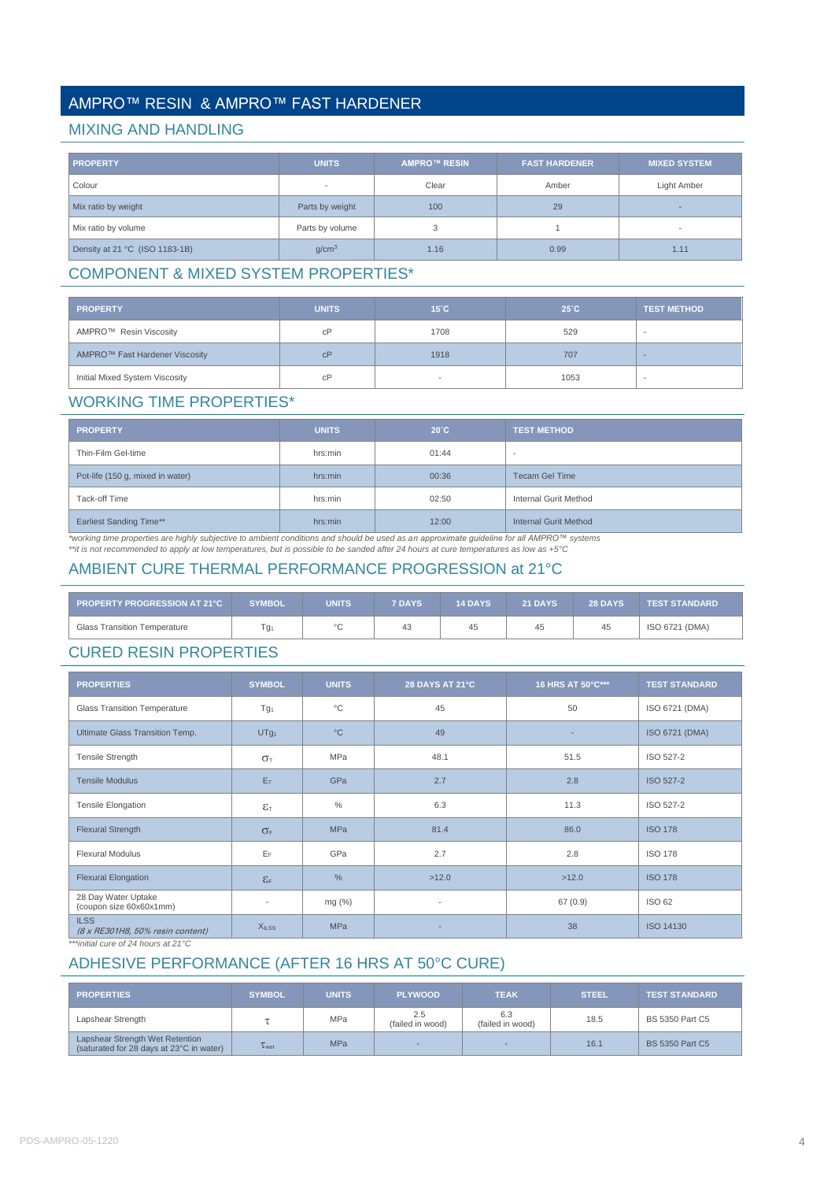# AMPRO™ RESIN & AMPRO™ FAST HARDENER

## MIXING AND HANDLING

| PROPERTY | UNITS | AMPRO™ RESIN | FAST HARDENER | MIXED SYSTEM |
|---|---|---|---|---|
| Colour | - | Clear | Amber | Light Amber |
| Mix ratio by weight | Parts by weight | 100 | 29 | - |
| Mix ratio by volume | Parts by volume | 3 | 1 | - |
| Density at 21 °C (ISO 1183-1B) | $g/cm^3$ | 1.16 | 0.99 | 1.11 |

## COMPONENT & MIXED SYSTEM PROPERTIES*

| PROPERTY | UNITS | 15°C | 25°C | TEST METHOD |
|---|---|---|---|---|
| AMPRO™ Resin Viscosity | cP | 1708 | 529 | - |
| AMPRO™ Fast Hardener Viscosity | cP | 1918 | 707 | - |
| Initial Mixed System Viscosity | cP | - | 1053 | - |

## WORKING TIME PROPERTIES*

| PROPERTY | UNITS | 20°C | TEST METHOD |
|---|---|---|---|
| Thin-Film Gel-time | hrs:min | 01:44 | - |
| Pot-life (150 g, mixed in water) | hrs:min | 00:36 | Tecam Gel Time |
| Tack-off Time | hrs:min | 02:50 | Internal Gurit Method |
| Earliest Sanding Time** | hrs:min | 12:00 | Internal Gurit Method |

*\*working time properties are highly subjective to ambient conditions and should be used as an approximate guideline for all AMPRO™ systems*
*\*\*it is not recommended to apply at low temperatures, but is possible to be sanded after 24 hours at cure temperatures as low as +5°C*

## AMBIENT CURE THERMAL PERFORMANCE PROGRESSION at 21°C

| PROPERTY PROGRESSION AT 21°C | SYMBOL | UNITS | 7 DAYS | 14 DAYS | 21 DAYS | 28 DAYS | TEST STANDARD |
|---|---|---|---|---|---|---|---|
| Glass Transition Temperature | $Tg_1$ | °C | 43 | 45 | 45 | 45 | ISO 6721 (DMA) |

## CURED RESIN PROPERTIES

| PROPERTIES | SYMBOL | UNITS | 28 DAYS AT 21°C | 16 HRS AT 50°C*** | TEST STANDARD |
|---|---|---|---|---|---|
| Glass Transition Temperature | $Tg_1$ | °C | 45 | 50 | ISO 6721 (DMA) |
| Ultimate Glass Transition Temp. | $UTg_1$ | °C | 49 | - | ISO 6721 (DMA) |
| Tensile Strength | $\sigma_T$ | MPa | 48.1 | 51.5 | ISO 527-2 |
| Tensile Modulus | $E_T$ | GPa | 2.7 | 2.8 | ISO 527-2 |
| Tensile Elongation | $\varepsilon_T$ | % | 6.3 | 11.3 | ISO 527-2 |
| Flexural Strength | $\sigma_F$ | MPa | 81.4 | 86.0 | ISO 178 |
| Flexural Modulus | $E_F$ | GPa | 2.7 | 2.8 | ISO 178 |
| Flexural Elongation | $\varepsilon_F$ | % | >12.0 | >12.0 | ISO 178 |
| 28 Day Water Uptake (coupon size 60x60x1mm) | - | mg (%) | - | 67 (0.9) | ISO 62 |
| ILSS *(8 x RE301H8, 50% resin content)* | $X_{ILSS}$ | MPa | - | 38 | ISO 14130 |

*\*\*\*initial cure of 24 hours at 21°C*

## ADHESIVE PERFORMANCE (AFTER 16 HRS AT 50°C CURE)

| PROPERTIES | SYMBOL | UNITS | PLYWOOD | TEAK | STEEL | TEST STANDARD |
|---|---|---|---|---|---|---|
| Lapshear Strength | $\tau$ | MPa | 2.5 (failed in wood) | 6.3 (failed in wood) | 18.5 | BS 5350 Part C5 |
| Lapshear Strength Wet Retention (saturated for 28 days at 23°C in water) | $\tau_{wet}$ | MPa | - | - | 16.1 | BS 5350 Part C5 |

PDS-AMPRO-05-1220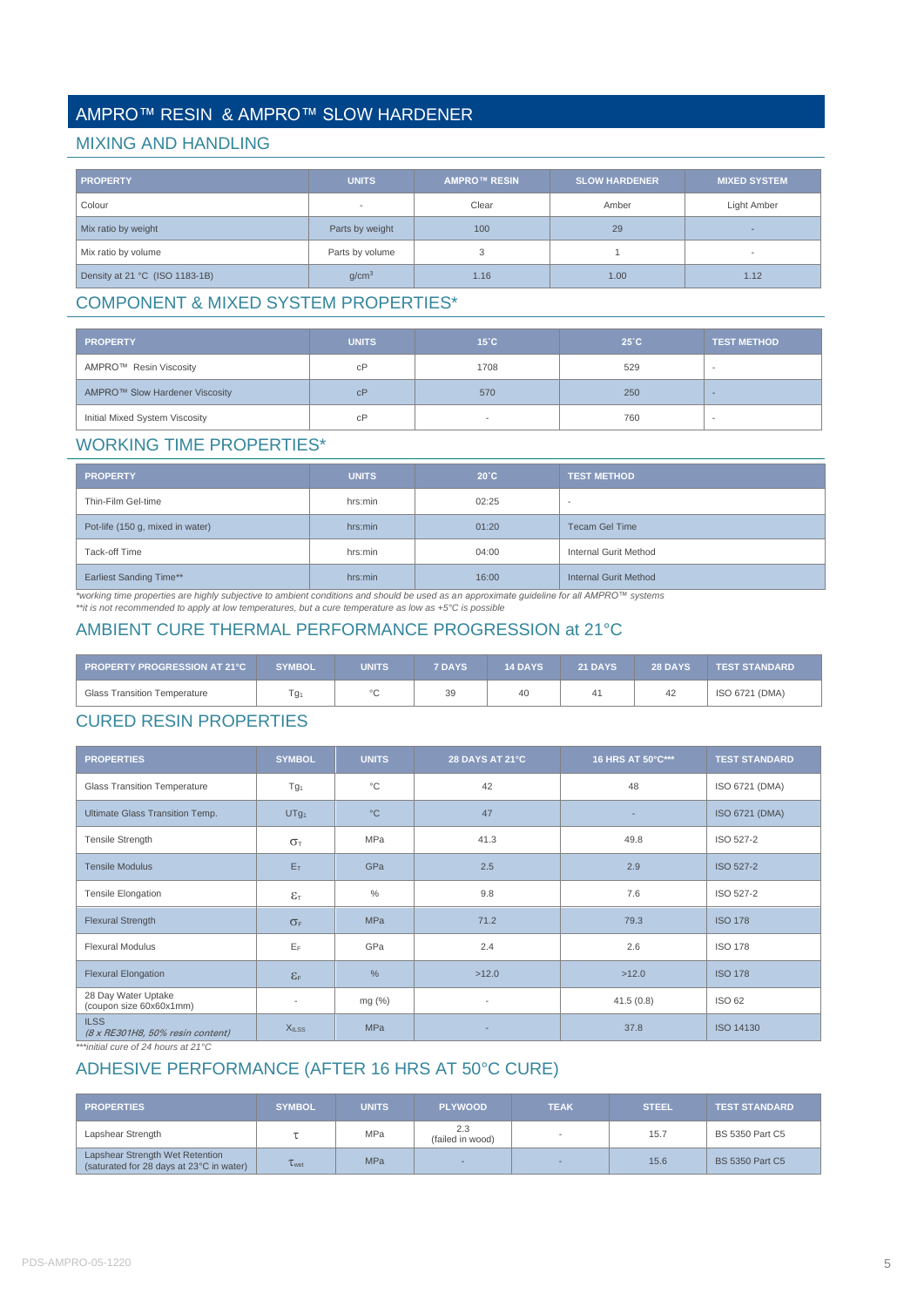# AMPRO™ RESIN & AMPRO™ SLOW HARDENER

## MIXING AND HANDLING

| PROPERTY | UNITS | AMPRO™ RESIN | SLOW HARDENER | MIXED SYSTEM |
|---|---|---|---|---|
| Colour | - | Clear | Amber | Light Amber |
| Mix ratio by weight | Parts by weight | 100 | 29 | - |
| Mix ratio by volume | Parts by volume | 3 | 1 | - |
| Density at 21 °C (ISO 1183-1B) | $g/cm^3$ | 1.16 | 1.00 | 1.12 |

## COMPONENT & MIXED SYSTEM PROPERTIES*

| PROPERTY | UNITS | 15˚C | 25˚C | TEST METHOD |
|---|---|---|---|---|
| AMPRO™ Resin Viscosity | cP | 1708 | 529 | - |
| AMPRO™ Slow Hardener Viscosity | cP | 570 | 250 | - |
| Initial Mixed System Viscosity | cP | - | 760 | - |

## WORKING TIME PROPERTIES*

| PROPERTY | UNITS | 20˚C | TEST METHOD |
|---|---|---|---|
| Thin-Film Gel-time | hrs:min | 02:25 | - |
| Pot-life (150 g, mixed in water) | hrs:min | 01:20 | Tecam Gel Time |
| Tack-off Time | hrs:min | 04:00 | Internal Gurit Method |
| Earliest Sanding Time** | hrs:min | 16:00 | Internal Gurit Method |

*\*working time properties are highly subjective to ambient conditions and should be used as an approximate guideline for all AMPRO™ systems*
*\*\*it is not recommended to apply at low temperatures, but a cure temperature as low as +5°C is possible*

## AMBIENT CURE THERMAL PERFORMANCE PROGRESSION at 21°C

| PROPERTY PROGRESSION AT 21°C | SYMBOL | UNITS | 7 DAYS | 14 DAYS | 21 DAYS | 28 DAYS | TEST STANDARD |
|---|---|---|---|---|---|---|---|
| Glass Transition Temperature | $Tg_1$ | °C | 39 | 40 | 41 | 42 | ISO 6721 (DMA) |

## CURED RESIN PROPERTIES

| PROPERTIES | SYMBOL | UNITS | 28 DAYS AT 21°C | 16 HRS AT 50°C*** | TEST STANDARD |
|---|---|---|---|---|---|
| Glass Transition Temperature | $Tg_1$ | °C | 42 | 48 | ISO 6721 (DMA) |
| Ultimate Glass Transition Temp. | $UTg_1$ | °C | 47 | - | ISO 6721 (DMA) |
| Tensile Strength | $\sigma_T$ | MPa | 41.3 | 49.8 | ISO 527-2 |
| Tensile Modulus | $E_T$ | GPa | 2.5 | 2.9 | ISO 527-2 |
| Tensile Elongation | $\varepsilon_T$ | % | 9.8 | 7.6 | ISO 527-2 |
| Flexural Strength | $\sigma_F$ | MPa | 71.2 | 79.3 | ISO 178 |
| Flexural Modulus | $E_F$ | GPa | 2.4 | 2.6 | ISO 178 |
| Flexural Elongation | $\varepsilon_F$ | % | >12.0 | >12.0 | ISO 178 |
| 28 Day Water Uptake (coupon size 60x60x1mm) | - | mg (%) | - | 41.5 (0.8) | ISO 62 |
| ILSS *(8 x RE301H8, 50% resin content)* | $X_{ILSS}$ | MPa | - | 37.8 | ISO 14130 |

*\*\*\*initial cure of 24 hours at 21°C*

## ADHESIVE PERFORMANCE (AFTER 16 HRS AT 50°C CURE)

| PROPERTIES | SYMBOL | UNITS | PLYWOOD | TEAK | STEEL | TEST STANDARD |
|---|---|---|---|---|---|---|
| Lapshear Strength | $\tau$ | MPa | 2.3 (failed in wood) | - | 15.7 | BS 5350 Part C5 |
| Lapshear Strength Wet Retention (saturated for 28 days at 23°C in water) | $\tau_{wet}$ | MPa | - | - | 15.6 | BS 5350 Part C5 |

PDS-AMPRO-05-1220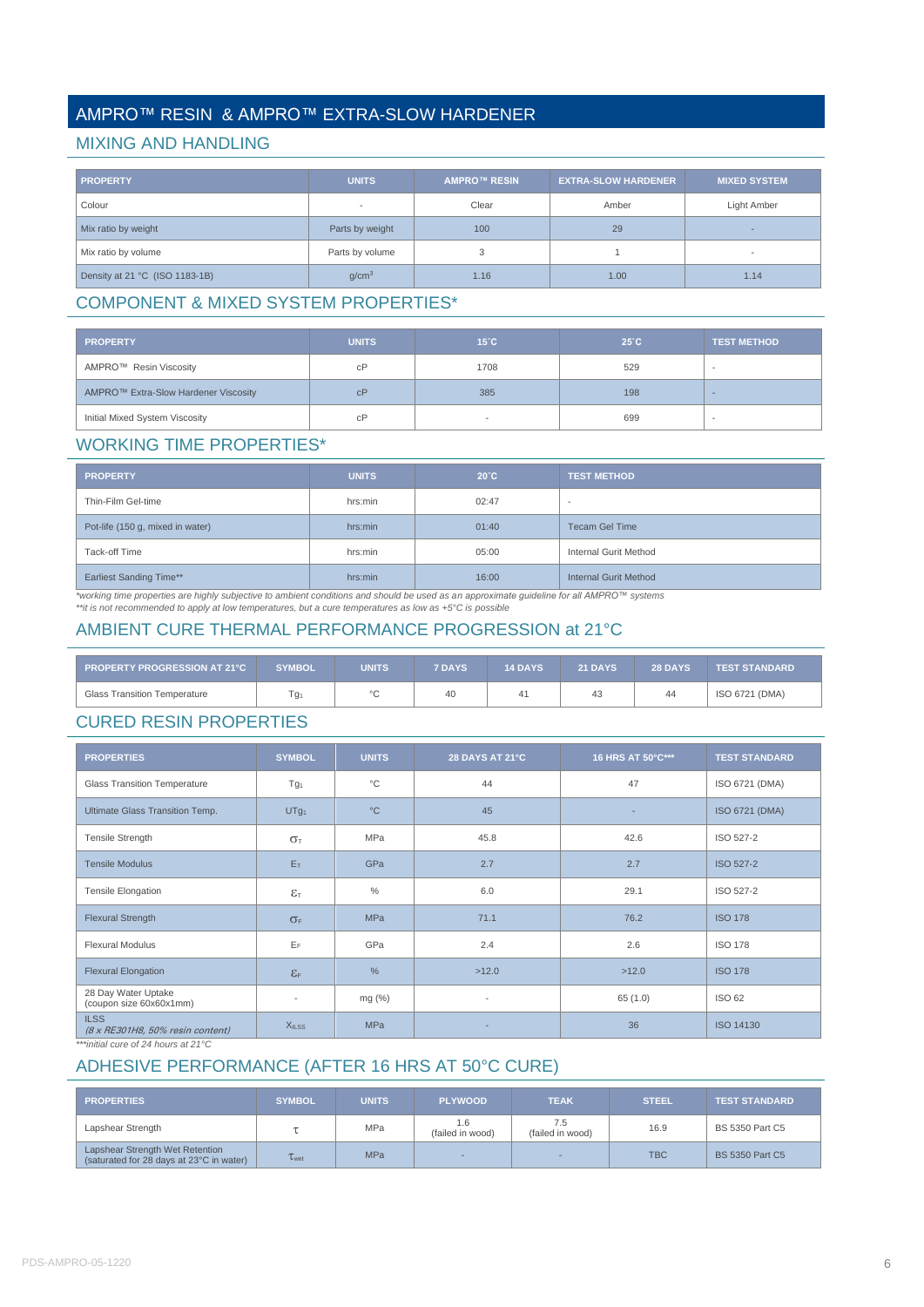# AMPRO™ RESIN & AMPRO™ EXTRA-SLOW HARDENER

## MIXING AND HANDLING

| PROPERTY | UNITS | AMPRO™ RESIN | EXTRA-SLOW HARDENER | MIXED SYSTEM |
|---|---|---|---|---|
| Colour | - | Clear | Amber | Light Amber |
| Mix ratio by weight | Parts by weight | 100 | 29 | - |
| Mix ratio by volume | Parts by volume | 3 | 1 | - |
| Density at 21 °C (ISO 1183-1B) | $g/cm^3$ | 1.16 | 1.00 | 1.14 |

## COMPONENT & MIXED SYSTEM PROPERTIES*

| PROPERTY | UNITS | 15˚C | 25˚C | TEST METHOD |
|---|---|---|---|---|
| AMPRO™ Resin Viscosity | cP | 1708 | 529 | - |
| AMPRO™ Extra-Slow Hardener Viscosity | cP | 385 | 198 | - |
| Initial Mixed System Viscosity | cP | - | 699 | - |

## WORKING TIME PROPERTIES*

| PROPERTY | UNITS | 20˚C | TEST METHOD |
|---|---|---|---|
| Thin-Film Gel-time | hrs:min | 02:47 | - |
| Pot-life (150 g, mixed in water) | hrs:min | 01:40 | Tecam Gel Time |
| Tack-off Time | hrs:min | 05:00 | Internal Gurit Method |
| Earliest Sanding Time** | hrs:min | 16:00 | Internal Gurit Method |

*working time properties are highly subjective to ambient conditions and should be used as an approximate guideline for all AMPRO™ systems
**it is not recommended to apply at low temperatures, but a cure temperatures as low as +5°C is possible

## AMBIENT CURE THERMAL PERFORMANCE PROGRESSION at 21°C

| PROPERTY PROGRESSION AT 21°C | SYMBOL | UNITS | 7 DAYS | 14 DAYS | 21 DAYS | 28 DAYS | TEST STANDARD |
|---|---|---|---|---|---|---|---|
| Glass Transition Temperature | $Tg_1$ | °C | 40 | 41 | 43 | 44 | ISO 6721 (DMA) |

## CURED RESIN PROPERTIES

| PROPERTIES | SYMBOL | UNITS | 28 DAYS AT 21°C | 16 HRS AT 50°C*** | TEST STANDARD |
|---|---|---|---|---|---|
| Glass Transition Temperature | $Tg_1$ | °C | 44 | 47 | ISO 6721 (DMA) |
| Ultimate Glass Transition Temp. | $UTg_1$ | °C | 45 | - | ISO 6721 (DMA) |
| Tensile Strength | $\sigma_T$ | MPa | 45.8 | 42.6 | ISO 527-2 |
| Tensile Modulus | $E_T$ | GPa | 2.7 | 2.7 | ISO 527-2 |
| Tensile Elongation | $\varepsilon_T$ | % | 6.0 | 29.1 | ISO 527-2 |
| Flexural Strength | $\sigma_F$ | MPa | 71.1 | 76.2 | ISO 178 |
| Flexural Modulus | $E_F$ | GPa | 2.4 | 2.6 | ISO 178 |
| Flexural Elongation | $\varepsilon_F$ | % | >12.0 | >12.0 | ISO 178 |
| 28 Day Water Uptake (coupon size 60x60x1mm) | - | mg (%) | - | 65 (1.0) | ISO 62 |
| ILSS *(8 x RE301H8, 50% resin content)* | $X_{ILSS}$ | MPa | - | 36 | ISO 14130 |

***initial cure of 24 hours at 21°C

## ADHESIVE PERFORMANCE (AFTER 16 HRS AT 50°C CURE)

| PROPERTIES | SYMBOL | UNITS | PLYWOOD | TEAK | STEEL | TEST STANDARD |
|---|---|---|---|---|---|---|
| Lapshear Strength | $\tau$ | MPa | 1.6 (failed in wood) | 7.5 (failed in wood) | 16.9 | BS 5350 Part C5 |
| Lapshear Strength Wet Retention (saturated for 28 days at 23°C in water) | $\tau_{wet}$ | MPa | - | - | TBC | BS 5350 Part C5 |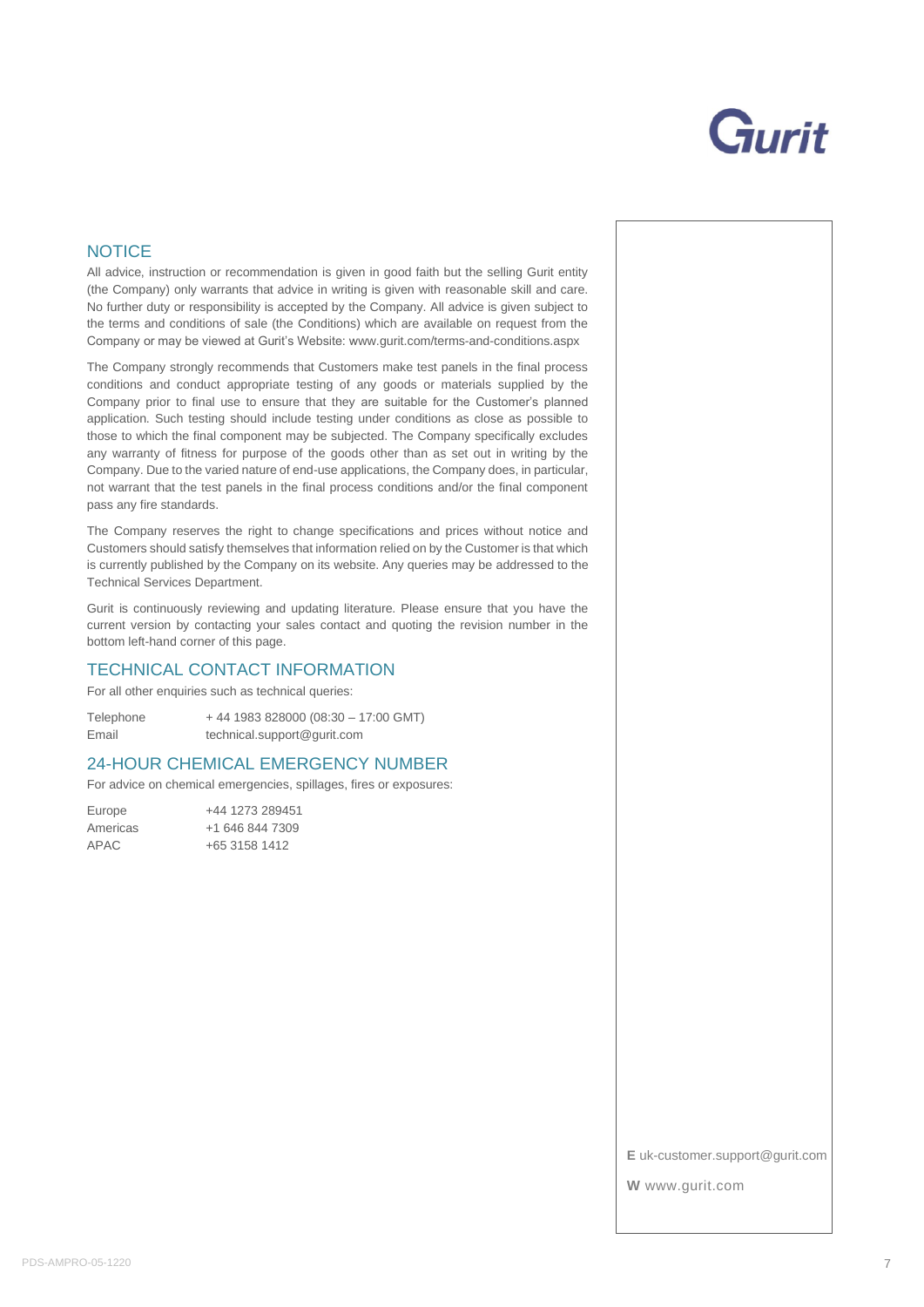## NOTICE

All advice, instruction or recommendation is given in good faith but the selling Gurit entity (the Company) only warrants that advice in writing is given with reasonable skill and care. No further duty or responsibility is accepted by the Company. All advice is given subject to the terms and conditions of sale (the Conditions) which are available on request from the Company or may be viewed at Gurit's Website: www.gurit.com/terms-and-conditions.aspx

The Company strongly recommends that Customers make test panels in the final process conditions and conduct appropriate testing of any goods or materials supplied by the Company prior to final use to ensure that they are suitable for the Customer's planned application. Such testing should include testing under conditions as close as possible to those to which the final component may be subjected. The Company specifically excludes any warranty of fitness for purpose of the goods other than as set out in writing by the Company. Due to the varied nature of end-use applications, the Company does, in particular, not warrant that the test panels in the final process conditions and/or the final component pass any fire standards.

The Company reserves the right to change specifications and prices without notice and Customers should satisfy themselves that information relied on by the Customer is that which is currently published by the Company on its website. Any queries may be addressed to the Technical Services Department.

Gurit is continuously reviewing and updating literature. Please ensure that you have the current version by contacting your sales contact and quoting the revision number in the bottom left-hand corner of this page.

## TECHNICAL CONTACT INFORMATION

For all other enquiries such as technical queries:

| | |
|---|---|
| Telephone | + 44 1983 828000 (08:30 – 17:00 GMT) |
| Email | technical.support@gurit.com |

## 24-HOUR CHEMICAL EMERGENCY NUMBER

For advice on chemical emergencies, spillages, fires or exposures:

| | |
|---|---|
| Europe | +44 1273 289451 |
| Americas | +1 646 844 7309 |
| APAC | +65 3158 1412 |

**E** uk-customer.support@gurit.com

**W** www.gurit.com

PDS-AMPRO-05-1220